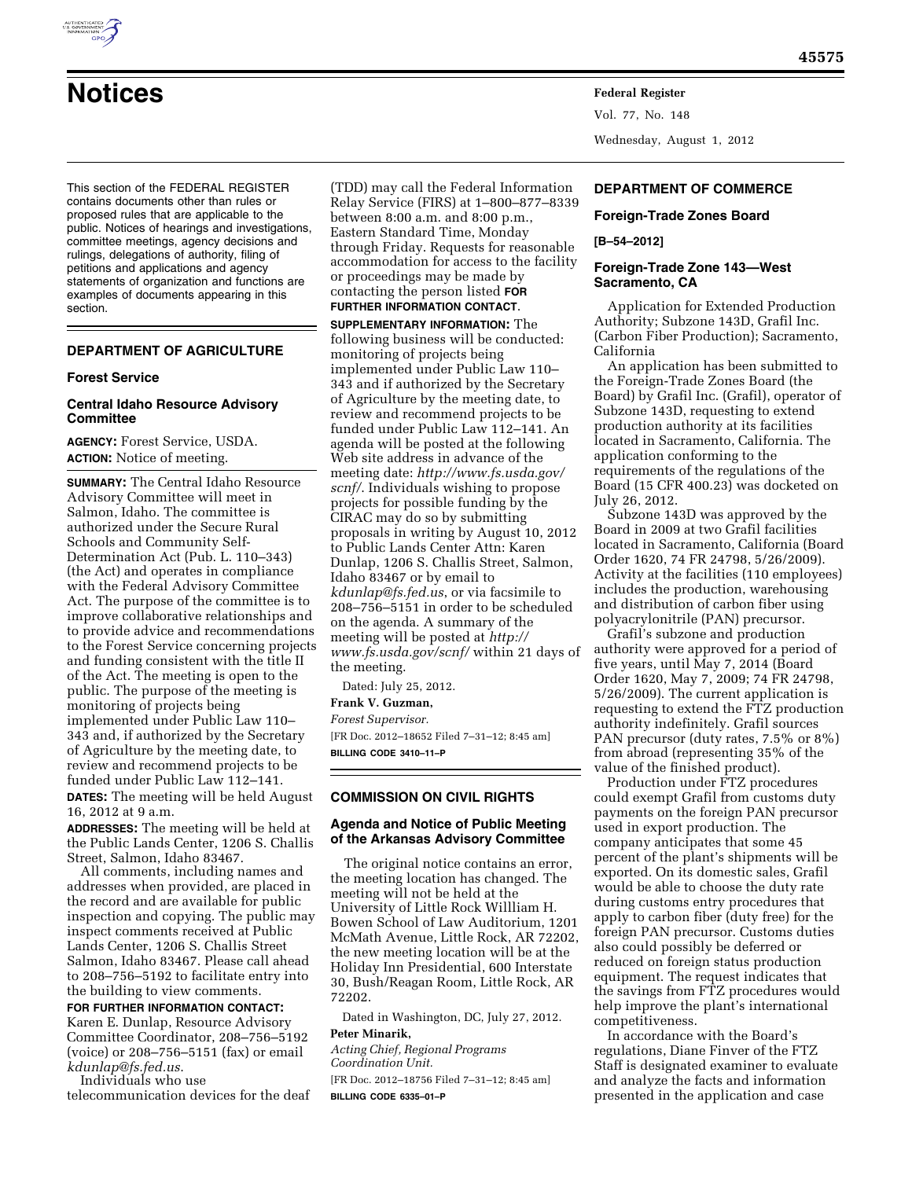# Notices

This section of the FEDERAL REGISTER contains documents other than rules or proposed rules that are applicable to the public. Notices of hearings and investigations, committee meetings, agency decisions and rulings, delegations of authority, filing of petitions and applications and agency statements of organization and functions are examples of documents appearing in this section.

## DEPARTMENT OF AGRICULTURE

### Forest Service

### Central Idaho Resource Advisory Committee

**AGENCY:** Forest Service, USDA.

**ACTION:** Notice of meeting.

**SUMMARY:** The Central Idaho Resource Advisory Committee will meet in Salmon, Idaho. The committee is authorized under the Secure Rural Schools and Community Self-Determination Act (Pub. L. 110–343) (the Act) and operates in compliance with the Federal Advisory Committee Act. The purpose of the committee is to improve collaborative relationships and to provide advice and recommendations to the Forest Service concerning projects and funding consistent with the title II of the Act. The meeting is open to the public. The purpose of the meeting is monitoring of projects being implemented under Public Law 110–343 and, if authorized by the Secretary of Agriculture by the meeting date, to review and recommend projects to be funded under Public Law 112–141.

**DATES:** The meeting will be held August 16, 2012 at 9 a.m.

**ADDRESSES:** The meeting will be held at the Public Lands Center, 1206 S. Challis Street, Salmon, Idaho 83467.

All comments, including names and addresses when provided, are placed in the record and are available for public inspection and copying. The public may inspect comments received at Public Lands Center, 1206 S. Challis Street Salmon, Idaho 83467. Please call ahead to 208–756–5192 to facilitate entry into the building to view comments.

**FOR FURTHER INFORMATION CONTACT:** Karen E. Dunlap, Resource Advisory Committee Coordinator, 208–756–5192 (voice) or 208–756–5151 (fax) or email *kdunlap@fs.fed.us.*

Individuals who use telecommunication devices for the deaf (TDD) may call the Federal Information Relay Service (FIRS) at 1–800–877–8339 between 8:00 a.m. and 8:00 p.m., Eastern Standard Time, Monday through Friday. Requests for reasonable accommodation for access to the facility or proceedings may be made by contacting the person listed **FOR FURTHER INFORMATION CONTACT.**

**SUPPLEMENTARY INFORMATION:** The following business will be conducted: monitoring of projects being implemented under Public Law 110–343 and if authorized by the Secretary of Agriculture by the meeting date, to review and recommend projects to be funded under Public Law 112–141. An agenda will be posted at the following Web site address in advance of the meeting date: *http://www.fs.usda.gov/scnf/*. Individuals wishing to propose projects for possible funding by the CIRAC may do so by submitting proposals in writing by August 10, 2012 to Public Lands Center Attn: Karen Dunlap, 1206 S. Challis Street, Salmon, Idaho 83467 or by email to *kdunlap@fs.fed.us*, or via facsimile to 208–756–5151 in order to be scheduled on the agenda. A summary of the meeting will be posted at *http://www.fs.usda.gov/scnf/* within 21 days of the meeting.

Dated: July 25, 2012.

**Frank V. Guzman,**

*Forest Supervisor.*

[FR Doc. 2012–18652 Filed 7–31–12; 8:45 am]

**BILLING CODE 3410–11–P**

## COMMISSION ON CIVIL RIGHTS

### Agenda and Notice of Public Meeting of the Arkansas Advisory Committee

The original notice contains an error, the meeting location has changed. The meeting will not be held at the University of Little Rock Willliam H. Bowen School of Law Auditorium, 1201 McMath Avenue, Little Rock, AR 72202, the new meeting location will be at the Holiday Inn Presidential, 600 Interstate 30, Bush/Reagan Room, Little Rock, AR 72202.

Dated in Washington, DC, July 27, 2012.

**Peter Minarik,**

*Acting Chief, Regional Programs Coordination Unit.*

[FR Doc. 2012–18756 Filed 7–31–12; 8:45 am]

**BILLING CODE 6335–01–P**

## DEPARTMENT OF COMMERCE

### Foreign-Trade Zones Board

**[B–54–2012]**

### Foreign-Trade Zone 143—West Sacramento, CA

Application for Extended Production Authority; Subzone 143D, Grafil Inc. (Carbon Fiber Production); Sacramento, California

An application has been submitted to the Foreign-Trade Zones Board (the Board) by Grafil Inc. (Grafil), operator of Subzone 143D, requesting to extend production authority at its facilities located in Sacramento, California. The application conforming to the requirements of the regulations of the Board (15 CFR 400.23) was docketed on July 26, 2012.

Subzone 143D was approved by the Board in 2009 at two Grafil facilities located in Sacramento, California (Board Order 1620, 74 FR 24798, 5/26/2009). Activity at the facilities (110 employees) includes the production, warehousing and distribution of carbon fiber using polyacrylonitrile (PAN) precursor.

Grafil's subzone and production authority were approved for a period of five years, until May 7, 2014 (Board Order 1620, May 7, 2009; 74 FR 24798, 5/26/2009). The current application is requesting to extend the FTZ production authority indefinitely. Grafil sources PAN precursor (duty rates, 7.5% or 8%) from abroad (representing 35% of the value of the finished product).

Production under FTZ procedures could exempt Grafil from customs duty payments on the foreign PAN precursor used in export production. The company anticipates that some 45 percent of the plant's shipments will be exported. On its domestic sales, Grafil would be able to choose the duty rate during customs entry procedures that apply to carbon fiber (duty free) for the foreign PAN precursor. Customs duties also could possibly be deferred or reduced on foreign status production equipment. The request indicates that the savings from FTZ procedures would help improve the plant's international competitiveness.

In accordance with the Board's regulations, Diane Finver of the FTZ Staff is designated examiner to evaluate and analyze the facts and information presented in the application and case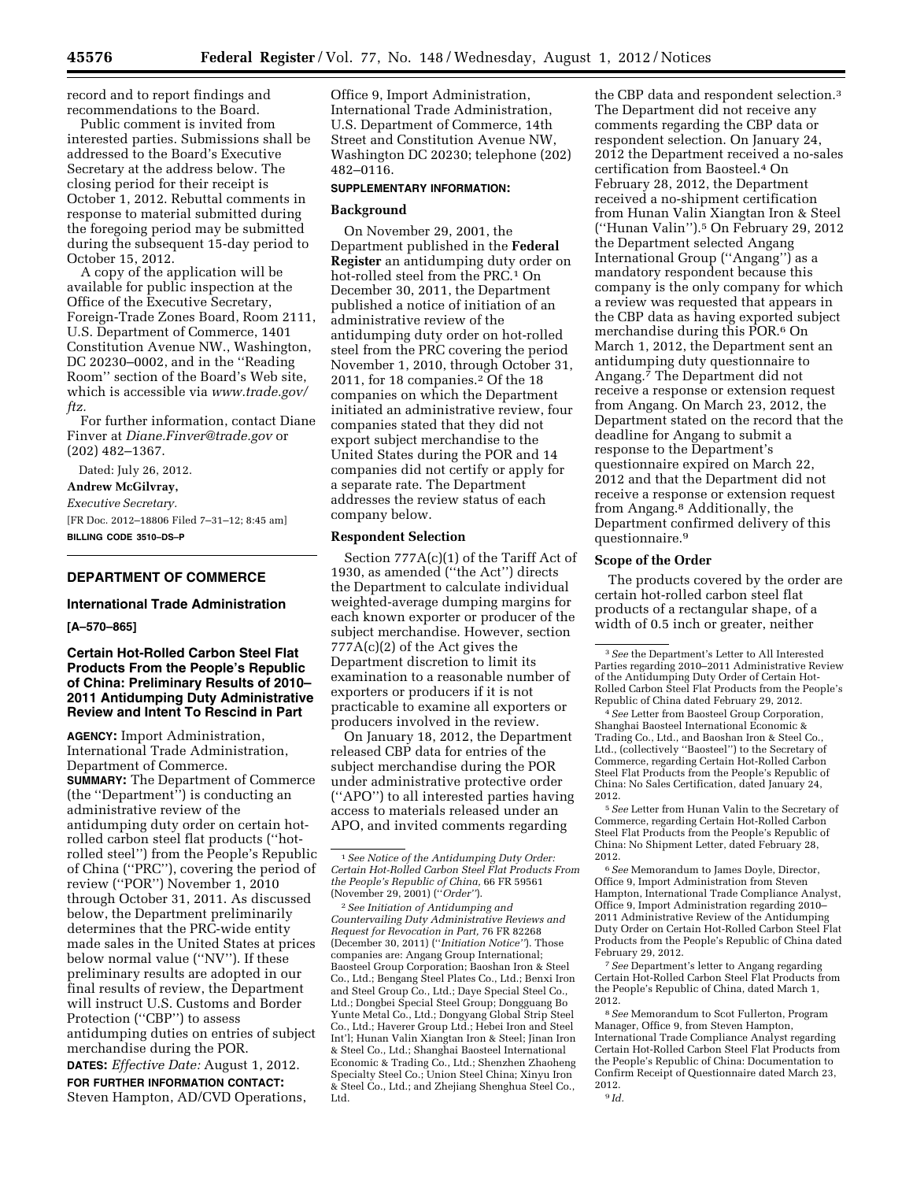record and to report findings and recommendations to the Board.

Public comment is invited from interested parties. Submissions shall be addressed to the Board's Executive Secretary at the address below. The closing period for their receipt is October 1, 2012. Rebuttal comments in response to material submitted during the foregoing period may be submitted during the subsequent 15-day period to October 15, 2012.

A copy of the application will be available for public inspection at the Office of the Executive Secretary, Foreign-Trade Zones Board, Room 2111, U.S. Department of Commerce, 1401 Constitution Avenue NW., Washington, DC 20230–0002, and in the ''Reading Room'' section of the Board's Web site, which is accessible via *www.trade.gov/ftz*.

For further information, contact Diane Finver at *Diane.Finver@trade.gov* or (202) 482–1367.

Dated: July 26, 2012.

**Andrew McGilvray,**

*Executive Secretary.*

[FR Doc. 2012–18806 Filed 7–31–12; 8:45 am]

**BILLING CODE 3510–DS–P**

---

## DEPARTMENT OF COMMERCE

### International Trade Administration

**[A–570–865]**

### Certain Hot-Rolled Carbon Steel Flat Products From the People's Republic of China: Preliminary Results of 2010–2011 Antidumping Duty Administrative Review and Intent To Rescind in Part

**AGENCY:** Import Administration, International Trade Administration, Department of Commerce.

**SUMMARY:** The Department of Commerce (the ''Department'') is conducting an administrative review of the antidumping duty order on certain hot-rolled carbon steel flat products (''hot-rolled steel'') from the People's Republic of China (''PRC''), covering the period of review (''POR'') November 1, 2010 through October 31, 2011. As discussed below, the Department preliminarily determines that the PRC-wide entity made sales in the United States at prices below normal value (''NV''). If these preliminary results are adopted in our final results of review, the Department will instruct U.S. Customs and Border Protection (''CBP'') to assess antidumping duties on entries of subject merchandise during the POR.

**DATES:** *Effective Date:* August 1, 2012.

**FOR FURTHER INFORMATION CONTACT:** Steven Hampton, AD/CVD Operations, Office 9, Import Administration, International Trade Administration, U.S. Department of Commerce, 14th Street and Constitution Avenue NW, Washington DC 20230; telephone (202) 482–0116.

**SUPPLEMENTARY INFORMATION:**

#### Background

On November 29, 2001, the Department published in the **Federal Register** an antidumping duty order on hot-rolled steel from the PRC.[1] On December 30, 2011, the Department published a notice of initiation of an administrative review of the antidumping duty order on hot-rolled steel from the PRC covering the period November 1, 2010, through October 31, 2011, for 18 companies.[2] Of the 18 companies on which the Department initiated an administrative review, four companies stated that they did not export subject merchandise to the United States during the POR and 14 companies did not certify or apply for a separate rate. The Department addresses the review status of each company below.

#### Respondent Selection

Section 777A(c)(1) of the Tariff Act of 1930, as amended (''the Act'') directs the Department to calculate individual weighted-average dumping margins for each known exporter or producer of the subject merchandise. However, section 777A(c)(2) of the Act gives the Department discretion to limit its examination to a reasonable number of exporters or producers if it is not practicable to examine all exporters or producers involved in the review.

On January 18, 2012, the Department released CBP data for entries of the subject merchandise during the POR under administrative protective order (''APO'') to all interested parties having access to materials released under an APO, and invited comments regarding the CBP data and respondent selection.[3] The Department did not receive any comments regarding the CBP data or respondent selection. On January 24, 2012 the Department received a no-sales certification from Baosteel.[4] On February 28, 2012, the Department received a no-shipment certification from Hunan Valin Xiangtan Iron & Steel (''Hunan Valin'').[5] On February 29, 2012 the Department selected Angang International Group (''Angang'') as a mandatory respondent because this company is the only company for which a review was requested that appears in the CBP data as having exported subject merchandise during this POR.[6] On March 1, 2012, the Department sent an antidumping duty questionnaire to Angang.[7] The Department did not receive a response or extension request from Angang. On March 23, 2012, the Department stated on the record that the deadline for Angang to submit a response to the Department's questionnaire expired on March 22, 2012 and that the Department did not receive a response or extension request from Angang.[8] Additionally, the Department confirmed delivery of this questionnaire.[9]

#### Scope of the Order

The products covered by the order are certain hot-rolled carbon steel flat products of a rectangular shape, of a width of 0.5 inch or greater, neither

---

[1] *See Notice of the Antidumping Duty Order: Certain Hot-Rolled Carbon Steel Flat Products From the People's Republic of China,* 66 FR 59561 (November 29, 2001) (''*Order*'').

[2] *See Initiation of Antidumping and Countervailing Duty Administrative Reviews and Request for Revocation in Part,* 76 FR 82268 (December 30, 2011) (''*Initiation Notice*''). Those companies are: Angang Group International; Baosteel Group Corporation; Baoshan Iron & Steel Co., Ltd.; Bengang Steel Plates Co., Ltd.; Benxi Iron and Steel Group Co., Ltd.; Daye Special Steel Co., Ltd.; Dongbei Special Steel Group; Dongguang Bo Yunte Metal Co., Ltd.; Dongyang Global Strip Steel Co., Ltd.; Haverer Group Ltd.; Hebei Iron and Steel Int'l; Hunan Valin Xiangtan Iron & Steel; Jinan Iron & Steel Co., Ltd.; Shanghai Baosteel International Economic & Trading Co., Ltd.; Shenzhen Zhaoheng Specialty Steel Co.; Union Steel China; Xinyu Iron & Steel Co., Ltd.; and Zhejiang Shenghua Steel Co., Ltd.

[3] *See* the Department's Letter to All Interested Parties regarding 2010–2011 Administrative Review of the Antidumping Duty Order of Certain Hot-Rolled Carbon Steel Flat Products from the People's Republic of China dated February 29, 2012.

[4] *See* Letter from Baosteel Group Corporation, Shanghai Baosteel International Economic & Trading Co., Ltd., and Baoshan Iron & Steel Co., Ltd., (collectively ''Baosteel'') to the Secretary of Commerce, regarding Certain Hot-Rolled Carbon Steel Flat Products from the People's Republic of China: No Sales Certification, dated January 24, 2012.

[5] *See* Letter from Hunan Valin to the Secretary of Commerce, regarding Certain Hot-Rolled Carbon Steel Flat Products from the People's Republic of China: No Shipment Letter, dated February 28, 2012.

[6] *See* Memorandum to James Doyle, Director, Office 9, Import Administration from Steven Hampton, International Trade Compliance Analyst, Office 9, Import Administration regarding 2010–2011 Administrative Review of the Antidumping Duty Order on Certain Hot-Rolled Carbon Steel Flat Products from the People's Republic of China dated February 29, 2012.

[7] *See* Department's letter to Angang regarding Certain Hot-Rolled Carbon Steel Flat Products from the People's Republic of China, dated March 1, 2012.

[8] *See* Memorandum to Scot Fullerton, Program Manager, Office 9, from Steven Hampton, International Trade Compliance Analyst regarding Certain Hot-Rolled Carbon Steel Flat Products from the People's Republic of China: Documentation to Confirm Receipt of Questionnaire dated March 23, 2012.

[9] *Id.*